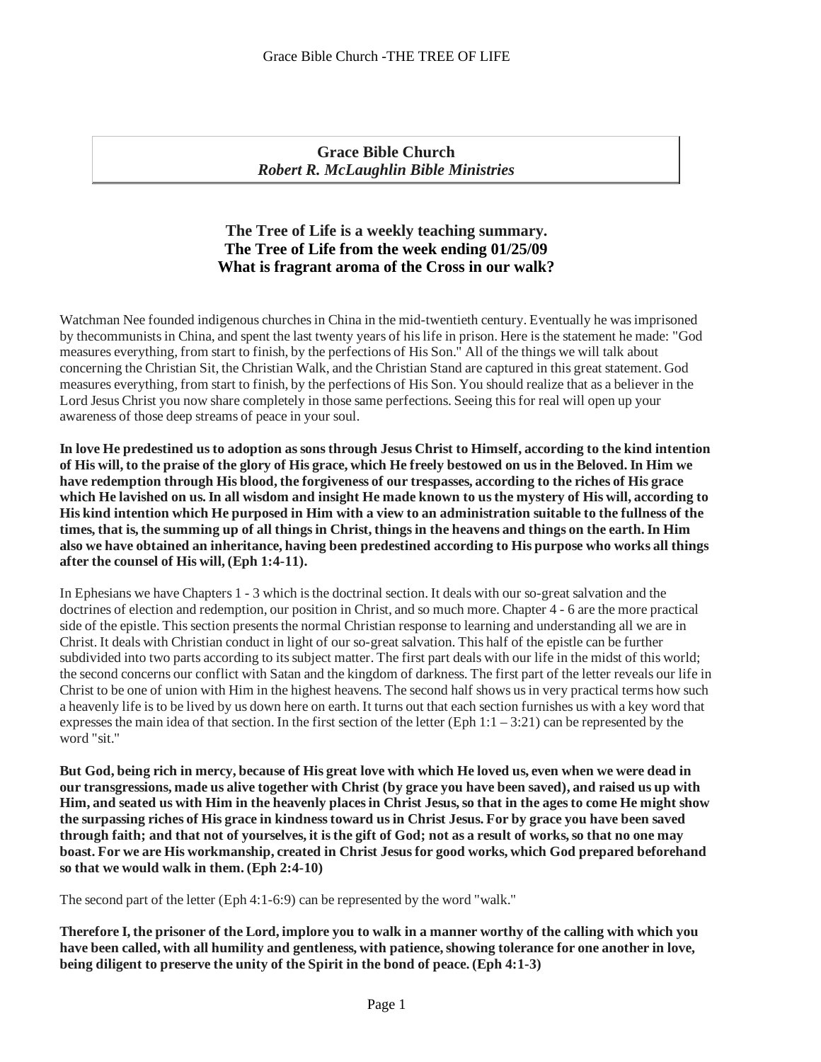**Grace Bible Church**
***Robert R. McLaughlin Bible Ministries***

## The Tree of Life is a weekly teaching summary.
## The Tree of Life from the week ending 01/25/09
## What is fragrant aroma of the Cross in our walk?

Watchman Nee founded indigenous churches in China in the mid-twentieth century. Eventually he was imprisoned by thecommunists in China, and spent the last twenty years of his life in prison. Here is the statement he made: "God measures everything, from start to finish, by the perfections of His Son." All of the things we will talk about concerning the Christian Sit, the Christian Walk, and the Christian Stand are captured in this great statement. God measures everything, from start to finish, by the perfections of His Son. You should realize that as a believer in the Lord Jesus Christ you now share completely in those same perfections. Seeing this for real will open up your awareness of those deep streams of peace in your soul.

**In love He predestined us to adoption as sons through Jesus Christ to Himself, according to the kind intention of His will, to the praise of the glory of His grace, which He freely bestowed on us in the Beloved. In Him we have redemption through His blood, the forgiveness of our trespasses, according to the riches of His grace which He lavished on us. In all wisdom and insight He made known to us the mystery of His will, according to His kind intention which He purposed in Him with a view to an administration suitable to the fullness of the times, that is, the summing up of all things in Christ, things in the heavens and things on the earth. In Him also we have obtained an inheritance, having been predestined according to His purpose who works all things after the counsel of His will, (Eph 1:4-11).**

In Ephesians we have Chapters 1 - 3 which is the doctrinal section. It deals with our so-great salvation and the doctrines of election and redemption, our position in Christ, and so much more. Chapter 4 - 6 are the more practical side of the epistle. This section presents the normal Christian response to learning and understanding all we are in Christ. It deals with Christian conduct in light of our so-great salvation. This half of the epistle can be further subdivided into two parts according to its subject matter. The first part deals with our life in the midst of this world; the second concerns our conflict with Satan and the kingdom of darkness. The first part of the letter reveals our life in Christ to be one of union with Him in the highest heavens. The second half shows us in very practical terms how such a heavenly life is to be lived by us down here on earth. It turns out that each section furnishes us with a key word that expresses the main idea of that section. In the first section of the letter (Eph 1:1 – 3:21) can be represented by the word "sit."

**But God, being rich in mercy, because of His great love with which He loved us, even when we were dead in our transgressions, made us alive together with Christ (by grace you have been saved), and raised us up with Him, and seated us with Him in the heavenly places in Christ Jesus, so that in the ages to come He might show the surpassing riches of His grace in kindness toward us in Christ Jesus. For by grace you have been saved through faith; and that not of yourselves, it is the gift of God; not as a result of works, so that no one may boast. For we are His workmanship, created in Christ Jesus for good works, which God prepared beforehand so that we would walk in them. (Eph 2:4-10)**

The second part of the letter (Eph 4:1-6:9) can be represented by the word "walk."

**Therefore I, the prisoner of the Lord, implore you to walk in a manner worthy of the calling with which you have been called, with all humility and gentleness, with patience, showing tolerance for one another in love, being diligent to preserve the unity of the Spirit in the bond of peace. (Eph 4:1-3)**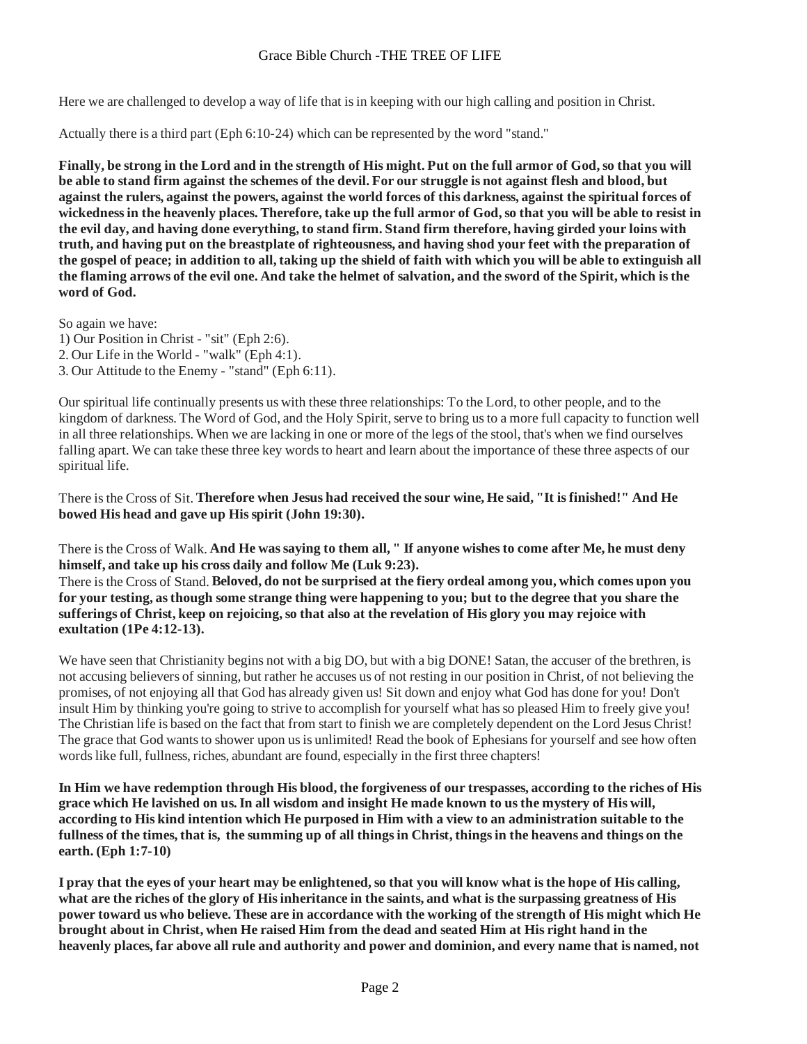Here we are challenged to develop a way of life that is in keeping with our high calling and position in Christ.

Actually there is a third part (Eph 6:10-24) which can be represented by the word "stand."

**Finally, be strong in the Lord and in the strength of His might. Put on the full armor of God, so that you will be able to stand firm against the schemes of the devil. For our struggle is not against flesh and blood, but against the rulers, against the powers, against the world forces of this darkness, against the spiritual forces of wickedness in the heavenly places. Therefore, take up the full armor of God, so that you will be able to resist in the evil day, and having done everything, to stand firm. Stand firm therefore, having girded your loins with truth, and having put on the breastplate of righteousness, and having shod your feet with the preparation of the gospel of peace; in addition to all, taking up the shield of faith with which you will be able to extinguish all the flaming arrows of the evil one. And take the helmet of salvation, and the sword of the Spirit, which is the word of God.**

So again we have:
1) Our Position in Christ - "sit" (Eph 2:6).
2. Our Life in the World - "walk" (Eph 4:1).
3. Our Attitude to the Enemy - "stand" (Eph 6:11).

Our spiritual life continually presents us with these three relationships: To the Lord, to other people, and to the kingdom of darkness. The Word of God, and the Holy Spirit, serve to bring us to a more full capacity to function well in all three relationships. When we are lacking in one or more of the legs of the stool, that's when we find ourselves falling apart. We can take these three key words to heart and learn about the importance of these three aspects of our spiritual life.

There is the Cross of Sit. **Therefore when Jesus had received the sour wine, He said, "It is finished!" And He bowed His head and gave up His spirit (John 19:30).**

There is the Cross of Walk. **And He was saying to them all, " If anyone wishes to come after Me, he must deny himself, and take up his cross daily and follow Me (Luk 9:23).**
There is the Cross of Stand. **Beloved, do not be surprised at the fiery ordeal among you, which comes upon you for your testing, as though some strange thing were happening to you; but to the degree that you share the sufferings of Christ, keep on rejoicing, so that also at the revelation of His glory you may rejoice with exultation (1Pe 4:12-13).**

We have seen that Christianity begins not with a big DO, but with a big DONE! Satan, the accuser of the brethren, is not accusing believers of sinning, but rather he accuses us of not resting in our position in Christ, of not believing the promises, of not enjoying all that God has already given us! Sit down and enjoy what God has done for you! Don't insult Him by thinking you're going to strive to accomplish for yourself what has so pleased Him to freely give you! The Christian life is based on the fact that from start to finish we are completely dependent on the Lord Jesus Christ! The grace that God wants to shower upon us is unlimited! Read the book of Ephesians for yourself and see how often words like full, fullness, riches, abundant are found, especially in the first three chapters!

**In Him we have redemption through His blood, the forgiveness of our trespasses, according to the riches of His grace which He lavished on us. In all wisdom and insight He made known to us the mystery of His will, according to His kind intention which He purposed in Him with a view to an administration suitable to the fullness of the times, that is, the summing up of all things in Christ, things in the heavens and things on the earth. (Eph 1:7-10)**

**I pray that the eyes of your heart may be enlightened, so that you will know what is the hope of His calling, what are the riches of the glory of His inheritance in the saints, and what is the surpassing greatness of His power toward us who believe. These are in accordance with the working of the strength of His might which He brought about in Christ, when He raised Him from the dead and seated Him at His right hand in the heavenly places, far above all rule and authority and power and dominion, and every name that is named, not**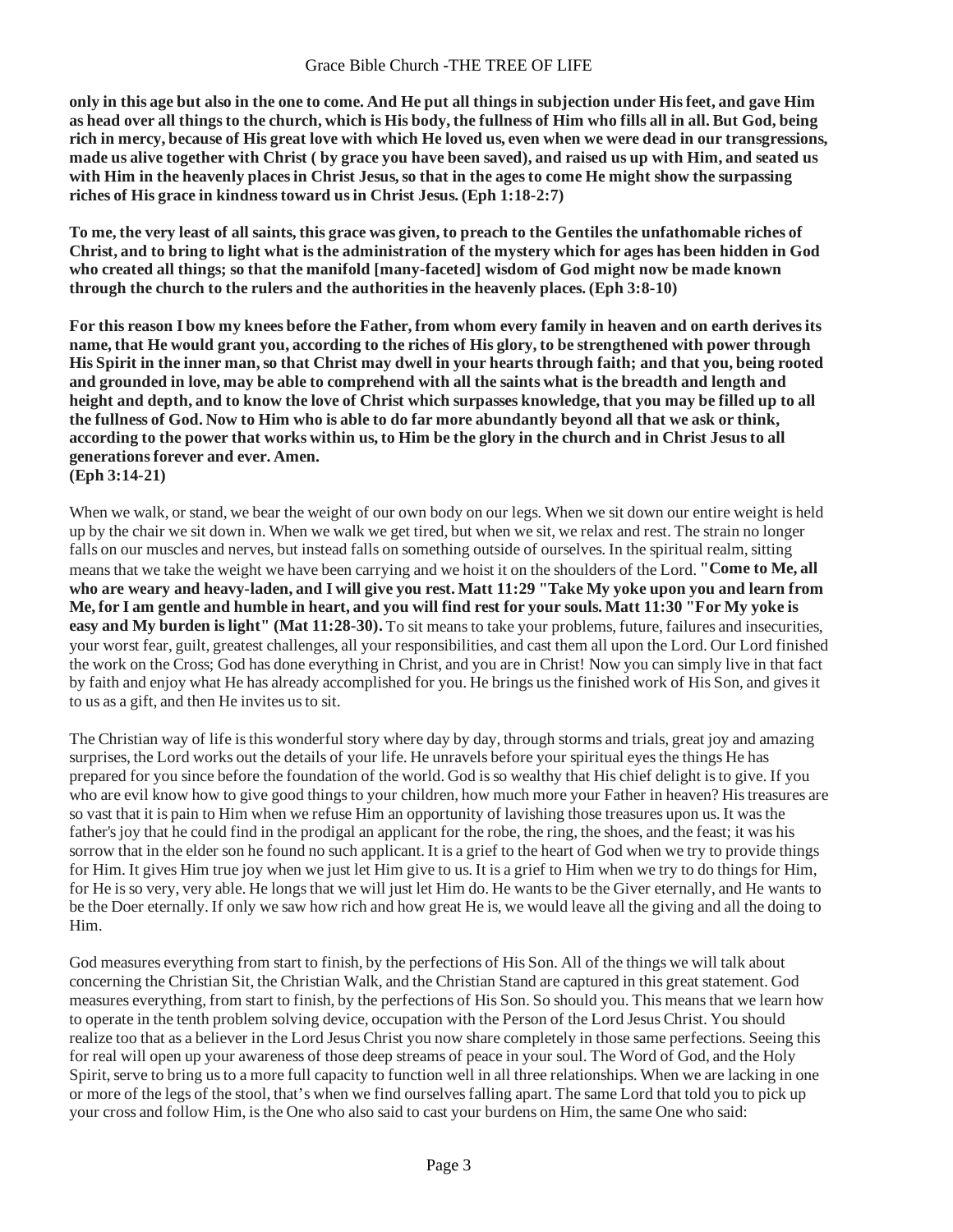**only in this age but also in the one to come. And He put all things in subjection under His feet, and gave Him as head over all things to the church, which is His body, the fullness of Him who fills all in all. But God, being rich in mercy, because of His great love with which He loved us, even when we were dead in our transgressions, made us alive together with Christ ( by grace you have been saved), and raised us up with Him, and seated us with Him in the heavenly places in Christ Jesus, so that in the ages to come He might show the surpassing riches of His grace in kindness toward us in Christ Jesus. (Eph 1:18-2:7)**

**To me, the very least of all saints, this grace was given, to preach to the Gentiles the unfathomable riches of Christ, and to bring to light what is the administration of the mystery which for ages has been hidden in God who created all things; so that the manifold [many-faceted] wisdom of God might now be made known through the church to the rulers and the authorities in the heavenly places. (Eph 3:8-10)**

**For this reason I bow my knees before the Father, from whom every family in heaven and on earth derives its name, that He would grant you, according to the riches of His glory, to be strengthened with power through His Spirit in the inner man, so that Christ may dwell in your hearts through faith; and that you, being rooted and grounded in love, may be able to comprehend with all the saints what is the breadth and length and height and depth, and to know the love of Christ which surpasses knowledge, that you may be filled up to all the fullness of God. Now to Him who is able to do far more abundantly beyond all that we ask or think, according to the power that works within us, to Him be the glory in the church and in Christ Jesus to all generations forever and ever. Amen.**
**(Eph 3:14-21)**

When we walk, or stand, we bear the weight of our own body on our legs. When we sit down our entire weight is held up by the chair we sit down in. When we walk we get tired, but when we sit, we relax and rest. The strain no longer falls on our muscles and nerves, but instead falls on something outside of ourselves. In the spiritual realm, sitting means that we take the weight we have been carrying and we hoist it on the shoulders of the Lord. **"Come to Me, all who are weary and heavy-laden, and I will give you rest. Matt 11:29 "Take My yoke upon you and learn from Me, for I am gentle and humble in heart, and you will find rest for your souls. Matt 11:30 "For My yoke is easy and My burden is light" (Mat 11:28-30).** To sit means to take your problems, future, failures and insecurities, your worst fear, guilt, greatest challenges, all your responsibilities, and cast them all upon the Lord. Our Lord finished the work on the Cross; God has done everything in Christ, and you are in Christ! Now you can simply live in that fact by faith and enjoy what He has already accomplished for you. He brings us the finished work of His Son, and gives it to us as a gift, and then He invites us to sit.

The Christian way of life is this wonderful story where day by day, through storms and trials, great joy and amazing surprises, the Lord works out the details of your life. He unravels before your spiritual eyes the things He has prepared for you since before the foundation of the world. God is so wealthy that His chief delight is to give. If you who are evil know how to give good things to your children, how much more your Father in heaven? His treasures are so vast that it is pain to Him when we refuse Him an opportunity of lavishing those treasures upon us. It was the father's joy that he could find in the prodigal an applicant for the robe, the ring, the shoes, and the feast; it was his sorrow that in the elder son he found no such applicant. It is a grief to the heart of God when we try to provide things for Him. It gives Him true joy when we just let Him give to us. It is a grief to Him when we try to do things for Him, for He is so very, very able. He longs that we will just let Him do. He wants to be the Giver eternally, and He wants to be the Doer eternally. If only we saw how rich and how great He is, we would leave all the giving and all the doing to Him.

God measures everything from start to finish, by the perfections of His Son. All of the things we will talk about concerning the Christian Sit, the Christian Walk, and the Christian Stand are captured in this great statement. God measures everything, from start to finish, by the perfections of His Son. So should you. This means that we learn how to operate in the tenth problem solving device, occupation with the Person of the Lord Jesus Christ. You should realize too that as a believer in the Lord Jesus Christ you now share completely in those same perfections. Seeing this for real will open up your awareness of those deep streams of peace in your soul. The Word of God, and the Holy Spirit, serve to bring us to a more full capacity to function well in all three relationships. When we are lacking in one or more of the legs of the stool, that's when we find ourselves falling apart. The same Lord that told you to pick up your cross and follow Him, is the One who also said to cast your burdens on Him, the same One who said: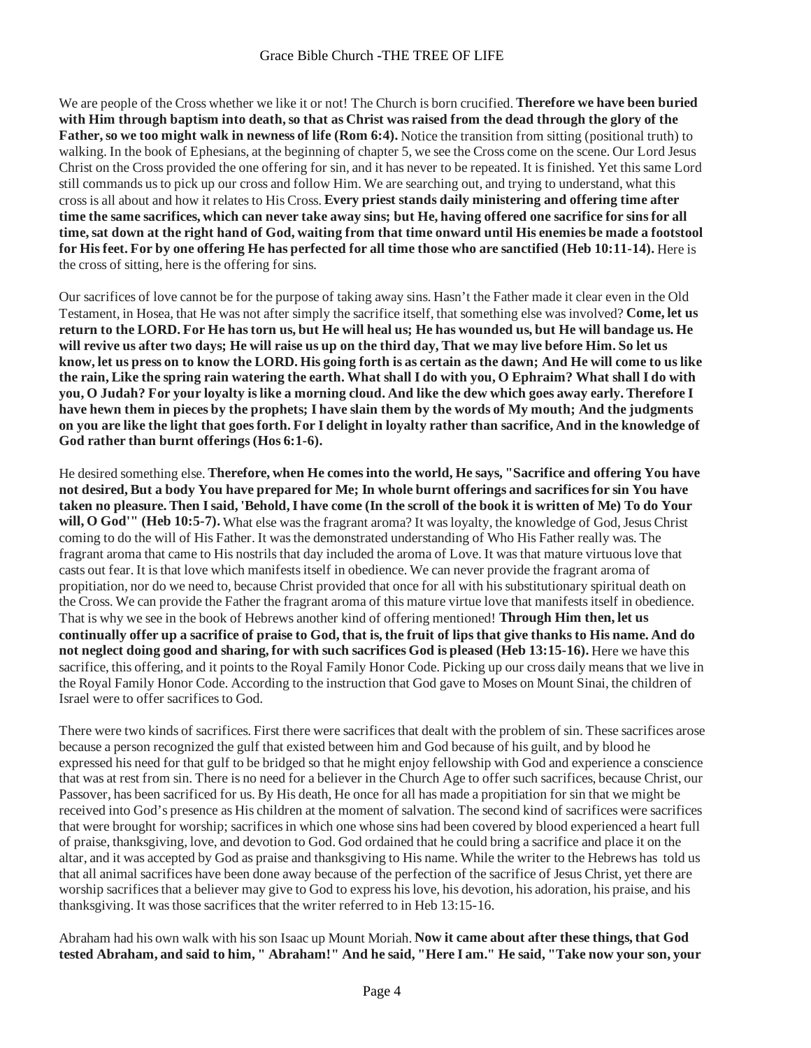We are people of the Cross whether we like it or not! The Church is born crucified. **Therefore we have been buried with Him through baptism into death, so that as Christ was raised from the dead through the glory of the Father, so we too might walk in newness of life (Rom 6:4).** Notice the transition from sitting (positional truth) to walking. In the book of Ephesians, at the beginning of chapter 5, we see the Cross come on the scene. Our Lord Jesus Christ on the Cross provided the one offering for sin, and it has never to be repeated. It is finished. Yet this same Lord still commands us to pick up our cross and follow Him. We are searching out, and trying to understand, what this cross is all about and how it relates to His Cross. **Every priest stands daily ministering and offering time after time the same sacrifices, which can never take away sins; but He, having offered one sacrifice for sins for all time, sat down at the right hand of God, waiting from that time onward until His enemies be made a footstool for His feet. For by one offering He has perfected for all time those who are sanctified (Heb 10:11-14).** Here is the cross of sitting, here is the offering for sins.

Our sacrifices of love cannot be for the purpose of taking away sins. Hasn't the Father made it clear even in the Old Testament, in Hosea, that He was not after simply the sacrifice itself, that something else was involved? **Come, let us return to the LORD. For He has torn us, but He will heal us; He has wounded us, but He will bandage us. He will revive us after two days; He will raise us up on the third day, That we may live before Him. So let us know, let us press on to know the LORD. His going forth is as certain as the dawn; And He will come to us like the rain, Like the spring rain watering the earth. What shall I do with you, O Ephraim? What shall I do with you, O Judah? For your loyalty is like a morning cloud. And like the dew which goes away early. Therefore I have hewn them in pieces by the prophets; I have slain them by the words of My mouth; And the judgments on you are like the light that goes forth. For I delight in loyalty rather than sacrifice, And in the knowledge of God rather than burnt offerings (Hos 6:1-6).**

He desired something else. **Therefore, when He comes into the world, He says, "Sacrifice and offering You have not desired, But a body You have prepared for Me; In whole burnt offerings and sacrifices for sin You have taken no pleasure. Then I said, 'Behold, I have come (In the scroll of the book it is written of Me) To do Your will, O God'" (Heb 10:5-7).** What else was the fragrant aroma? It was loyalty, the knowledge of God, Jesus Christ coming to do the will of His Father. It was the demonstrated understanding of Who His Father really was. The fragrant aroma that came to His nostrils that day included the aroma of Love. It was that mature virtuous love that casts out fear. It is that love which manifests itself in obedience. We can never provide the fragrant aroma of propitiation, nor do we need to, because Christ provided that once for all with his substitutionary spiritual death on the Cross. We can provide the Father the fragrant aroma of this mature virtue love that manifests itself in obedience. That is why we see in the book of Hebrews another kind of offering mentioned! **Through Him then, let us continually offer up a sacrifice of praise to God, that is, the fruit of lips that give thanks to His name. And do not neglect doing good and sharing, for with such sacrifices God is pleased (Heb 13:15-16).** Here we have this sacrifice, this offering, and it points to the Royal Family Honor Code. Picking up our cross daily means that we live in the Royal Family Honor Code. According to the instruction that God gave to Moses on Mount Sinai, the children of Israel were to offer sacrifices to God.

There were two kinds of sacrifices. First there were sacrifices that dealt with the problem of sin. These sacrifices arose because a person recognized the gulf that existed between him and God because of his guilt, and by blood he expressed his need for that gulf to be bridged so that he might enjoy fellowship with God and experience a conscience that was at rest from sin. There is no need for a believer in the Church Age to offer such sacrifices, because Christ, our Passover, has been sacrificed for us. By His death, He once for all has made a propitiation for sin that we might be received into God's presence as His children at the moment of salvation. The second kind of sacrifices were sacrifices that were brought for worship; sacrifices in which one whose sins had been covered by blood experienced a heart full of praise, thanksgiving, love, and devotion to God. God ordained that he could bring a sacrifice and place it on the altar, and it was accepted by God as praise and thanksgiving to His name. While the writer to the Hebrews has told us that all animal sacrifices have been done away because of the perfection of the sacrifice of Jesus Christ, yet there are worship sacrifices that a believer may give to God to express his love, his devotion, his adoration, his praise, and his thanksgiving. It was those sacrifices that the writer referred to in Heb 13:15-16.

Abraham had his own walk with his son Isaac up Mount Moriah. **Now it came about after these things, that God tested Abraham, and said to him, " Abraham!" And he said, "Here I am." He said, "Take now your son, your**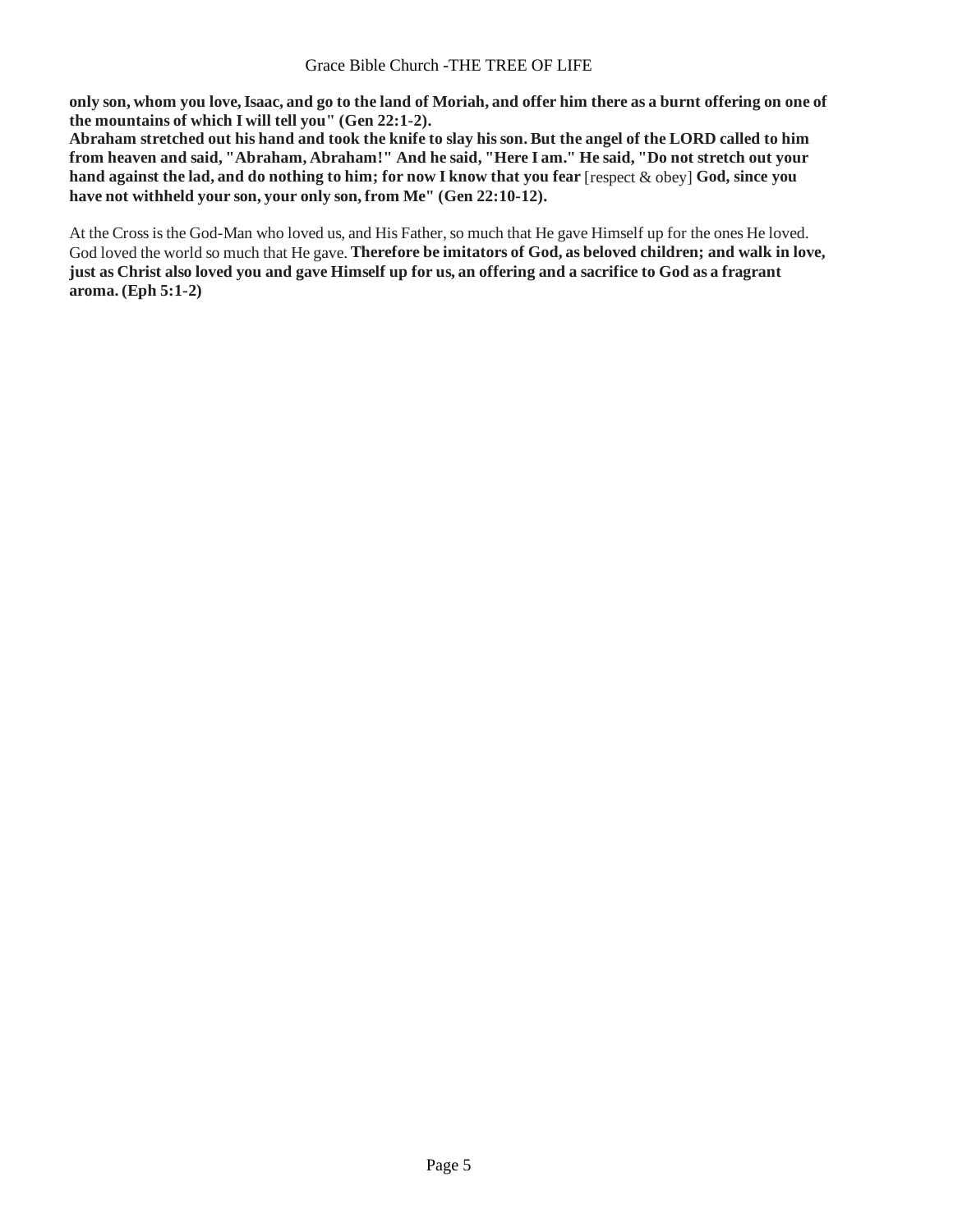**only son, whom you love, Isaac, and go to the land of Moriah, and offer him there as a burnt offering on one of the mountains of which I will tell you" (Gen 22:1-2).**
**Abraham stretched out his hand and took the knife to slay his son. But the angel of the LORD called to him from heaven and said, "Abraham, Abraham!" And he said, "Here I am." He said, "Do not stretch out your hand against the lad, and do nothing to him; for now I know that you fear** [respect & obey] **God, since you have not withheld your son, your only son, from Me" (Gen 22:10-12).**

At the Cross is the God-Man who loved us, and His Father, so much that He gave Himself up for the ones He loved. God loved the world so much that He gave. **Therefore be imitators of God, as beloved children; and walk in love, just as Christ also loved you and gave Himself up for us, an offering and a sacrifice to God as a fragrant aroma. (Eph 5:1-2)**